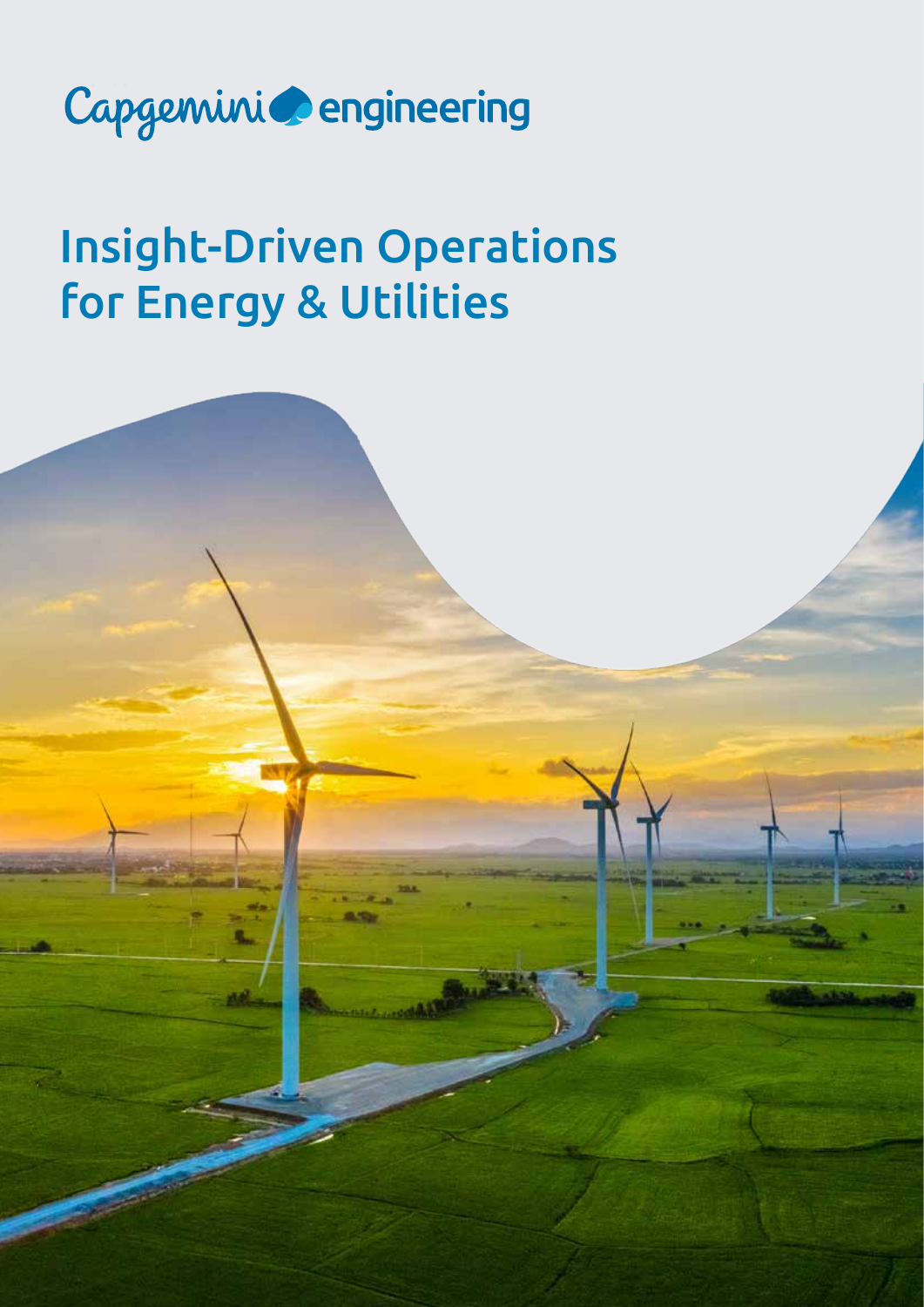Capgemini engineering

# Insight-Driven Operations for Energy & Utilities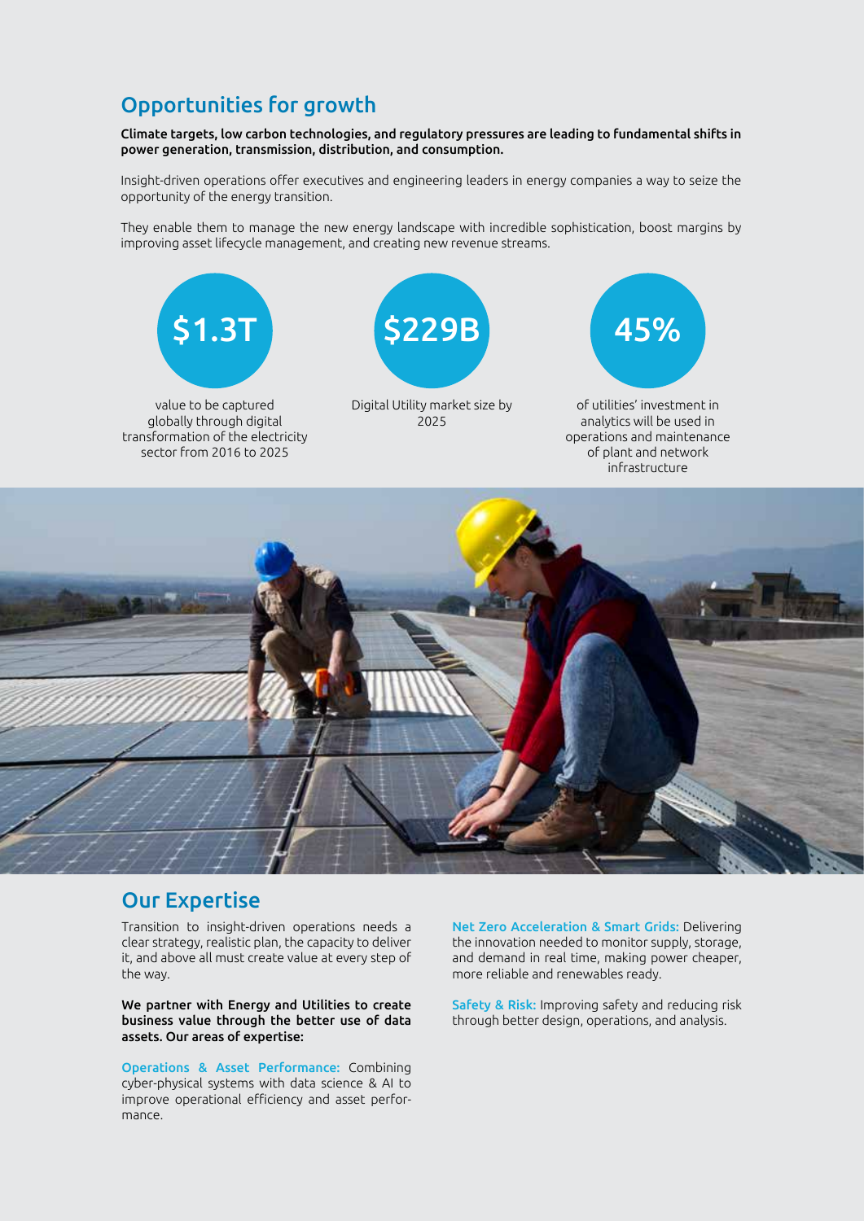## Opportunities for growth

**Climate targets, low carbon technologies, and regulatory pressures are leading to fundamental shifts in power generation, transmission, distribution, and consumption.**

Insight-driven operations offer executives and engineering leaders in energy companies a way to seize the opportunity of the energy transition.

They enable them to manage the new energy landscape with incredible sophistication, boost margins by improving asset lifecycle management, and creating new revenue streams.

**$1.3T**

value to be captured globally through digital transformation of the electricity sector from 2016 to 2025

**$229B**

Digital Utility market size by 2025

**45%**

of utilities' investment in analytics will be used in operations and maintenance of plant and network infrastructure

## Our Expertise

Transition to insight-driven operations needs a clear strategy, realistic plan, the capacity to deliver it, and above all must create value at every step of the way.

**We partner with Energy and Utilities to create business value through the better use of data assets. Our areas of expertise:**

**Operations & Asset Performance:** Combining cyber-physical systems with data science & AI to improve operational efficiency and asset performance.

**Net Zero Acceleration & Smart Grids:** Delivering the innovation needed to monitor supply, storage, and demand in real time, making power cheaper, more reliable and renewables ready.

**Safety & Risk:** Improving safety and reducing risk through better design, operations, and analysis.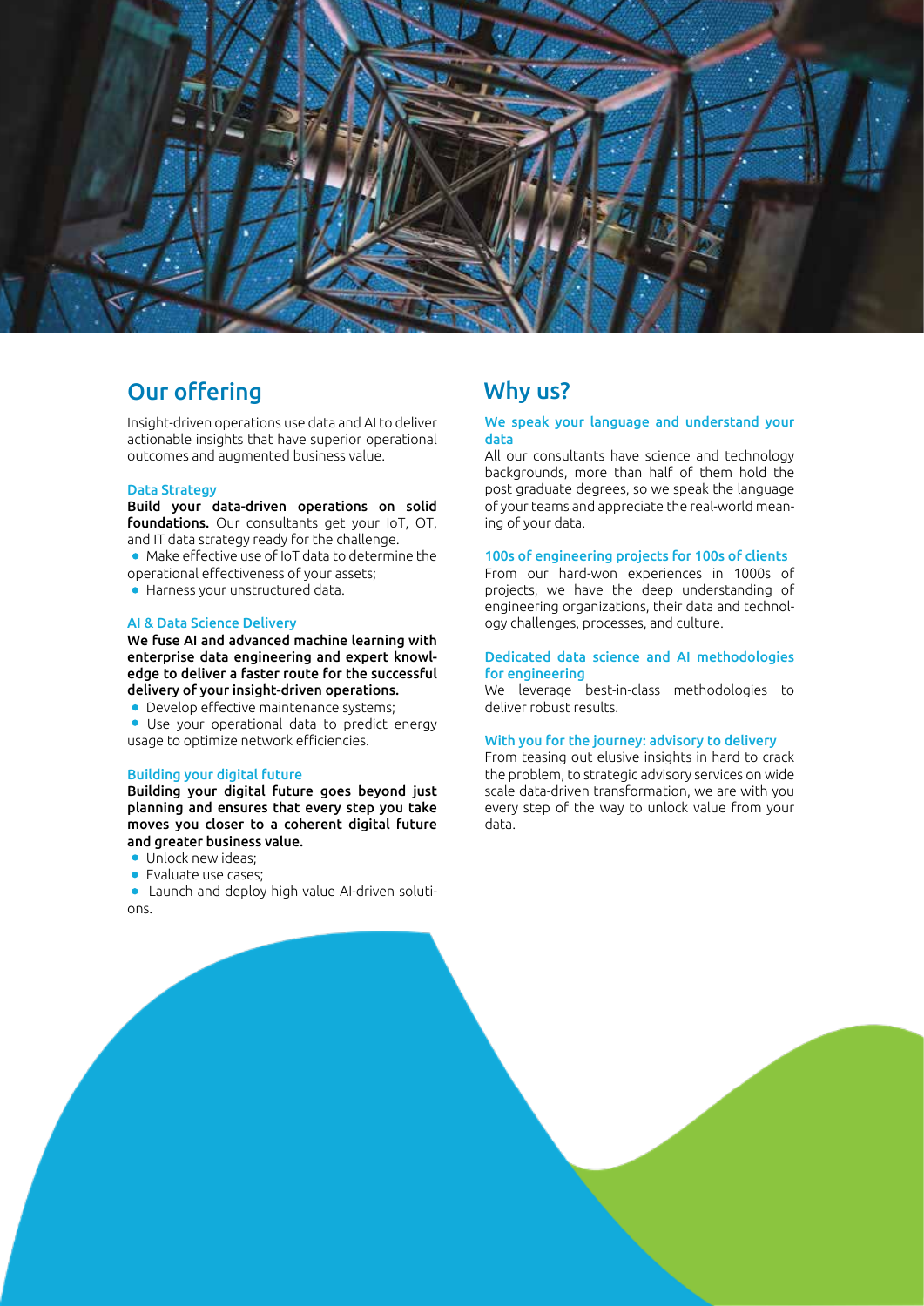## Our offering

Insight-driven operations use data and AI to deliver actionable insights that have superior operational outcomes and augmented business value.

### Data Strategy

**Build your data-driven operations on solid foundations.** Our consultants get your IoT, OT, and IT data strategy ready for the challenge.

- Make effective use of IoT data to determine the operational effectiveness of your assets;
- Harness your unstructured data.

### AI & Data Science Delivery

**We fuse AI and advanced machine learning with enterprise data engineering and expert knowledge to deliver a faster route for the successful delivery of your insight-driven operations.**

- Develop effective maintenance systems;
- Use your operational data to predict energy usage to optimize network efficiencies.

### Building your digital future

**Building your digital future goes beyond just planning and ensures that every step you take moves you closer to a coherent digital future and greater business value.**

- Unlock new ideas;
- Evaluate use cases;
- Launch and deploy high value AI-driven solutions.

## Why us?

### We speak your language and understand your data

All our consultants have science and technology backgrounds, more than half of them hold the post graduate degrees, so we speak the language of your teams and appreciate the real-world meaning of your data.

### 100s of engineering projects for 100s of clients

From our hard-won experiences in 1000s of projects, we have the deep understanding of engineering organizations, their data and technology challenges, processes, and culture.

### Dedicated data science and AI methodologies for engineering

We leverage best-in-class methodologies to deliver robust results.

### With you for the journey: advisory to delivery

From teasing out elusive insights in hard to crack the problem, to strategic advisory services on wide scale data-driven transformation, we are with you every step of the way to unlock value from your data.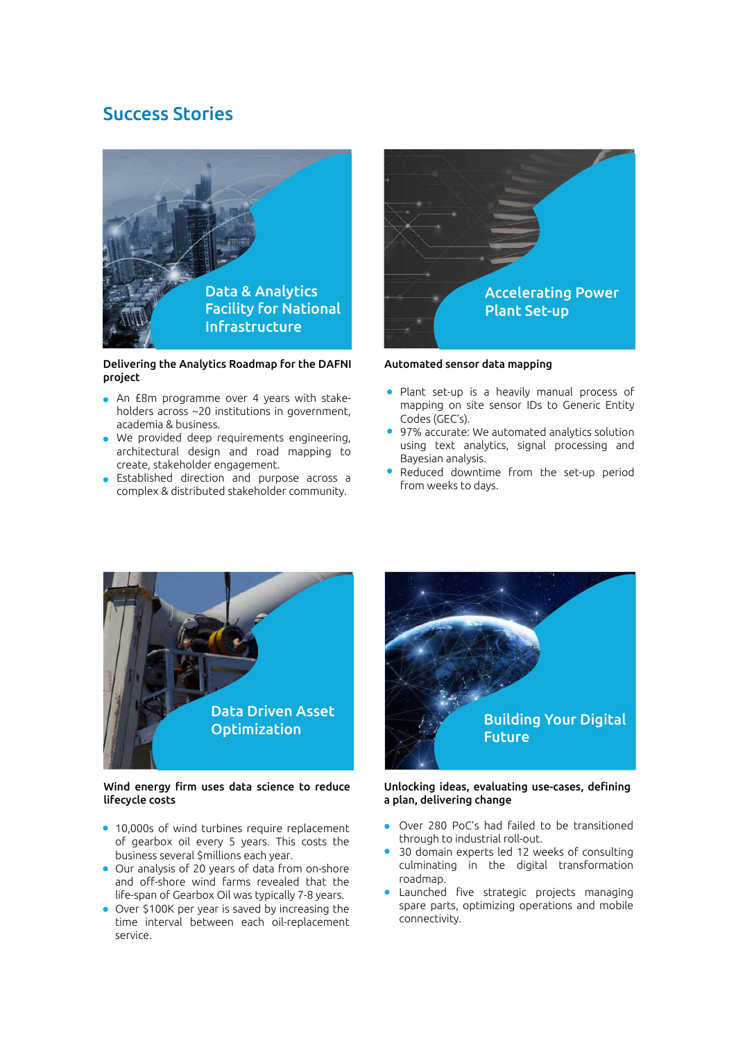## Success Stories

### Data & Analytics Facility for National Infrastructure

**Delivering the Analytics Roadmap for the DAFNI project**

- An £8m programme over 4 years with stake-holders across ~20 institutions in government, academia & business.
- We provided deep requirements engineering, architectural design and road mapping to create, stakeholder engagement.
- Established direction and purpose across a complex & distributed stakeholder community.

### Accelerating Power Plant Set-up

**Automated sensor data mapping**

- Plant set-up is a heavily manual process of mapping on site sensor IDs to Generic Entity Codes (GEC's).
- 97% accurate: We automated analytics solution using text analytics, signal processing and Bayesian analysis.
- Reduced downtime from the set-up period from weeks to days.

### Data Driven Asset Optimization

**Wind energy firm uses data science to reduce lifecycle costs**

- 10,000s of wind turbines require replacement of gearbox oil every 5 years. This costs the business several $millions each year.
- Our analysis of 20 years of data from on-shore and off-shore wind farms revealed that the life-span of Gearbox Oil was typically 7-8 years.
- Over $100K per year is saved by increasing the time interval between each oil-replacement service.

### Building Your Digital Future

**Unlocking ideas, evaluating use-cases, defining a plan, delivering change**

- Over 280 PoC's had failed to be transitioned through to industrial roll-out.
- 30 domain experts led 12 weeks of consulting culminating in the digital transformation roadmap.
- Launched five strategic projects managing spare parts, optimizing operations and mobile connectivity.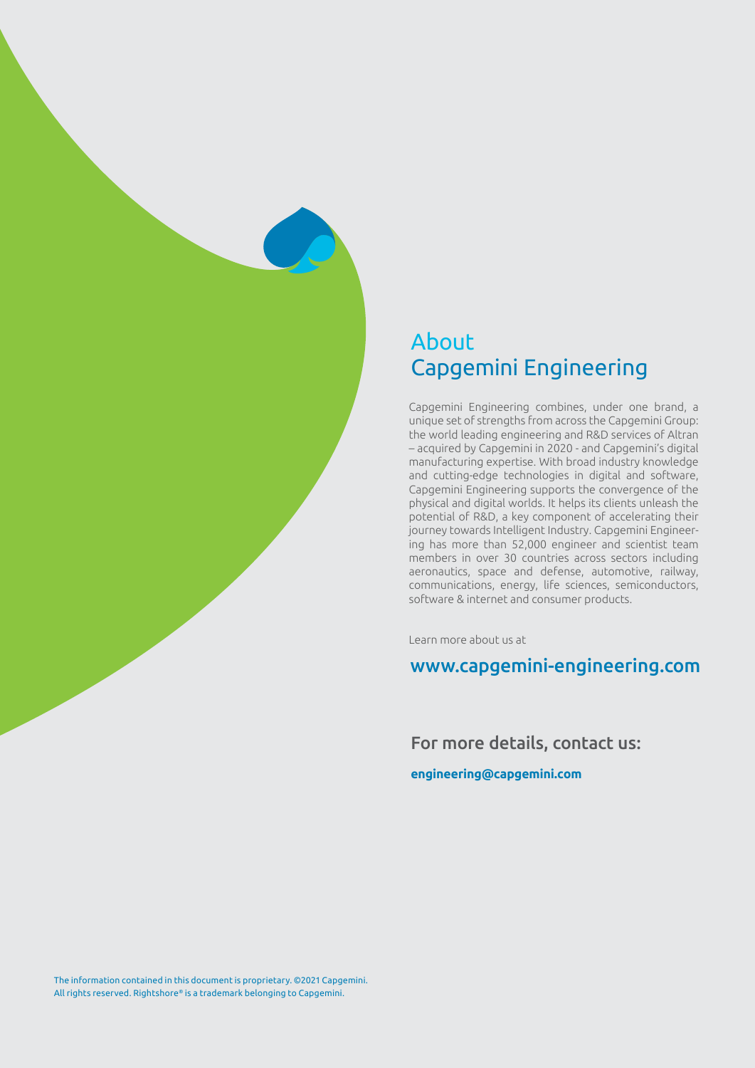# About Capgemini Engineering

Capgemini Engineering combines, under one brand, a unique set of strengths from across the Capgemini Group: the world leading engineering and R&D services of Altran – acquired by Capgemini in 2020 - and Capgemini's digital manufacturing expertise. With broad industry knowledge and cutting-edge technologies in digital and software, Capgemini Engineering supports the convergence of the physical and digital worlds. It helps its clients unleash the potential of R&D, a key component of accelerating their journey towards Intelligent Industry. Capgemini Engineering has more than 52,000 engineer and scientist team members in over 30 countries across sectors including aeronautics, space and defense, automotive, railway, communications, energy, life sciences, semiconductors, software & internet and consumer products.

Learn more about us at

## www.capgemini-engineering.com

## For more details, contact us:

**engineering@capgemini.com**

The information contained in this document is proprietary. ©2021 Capgemini. All rights reserved. Rightshore® is a trademark belonging to Capgemini.